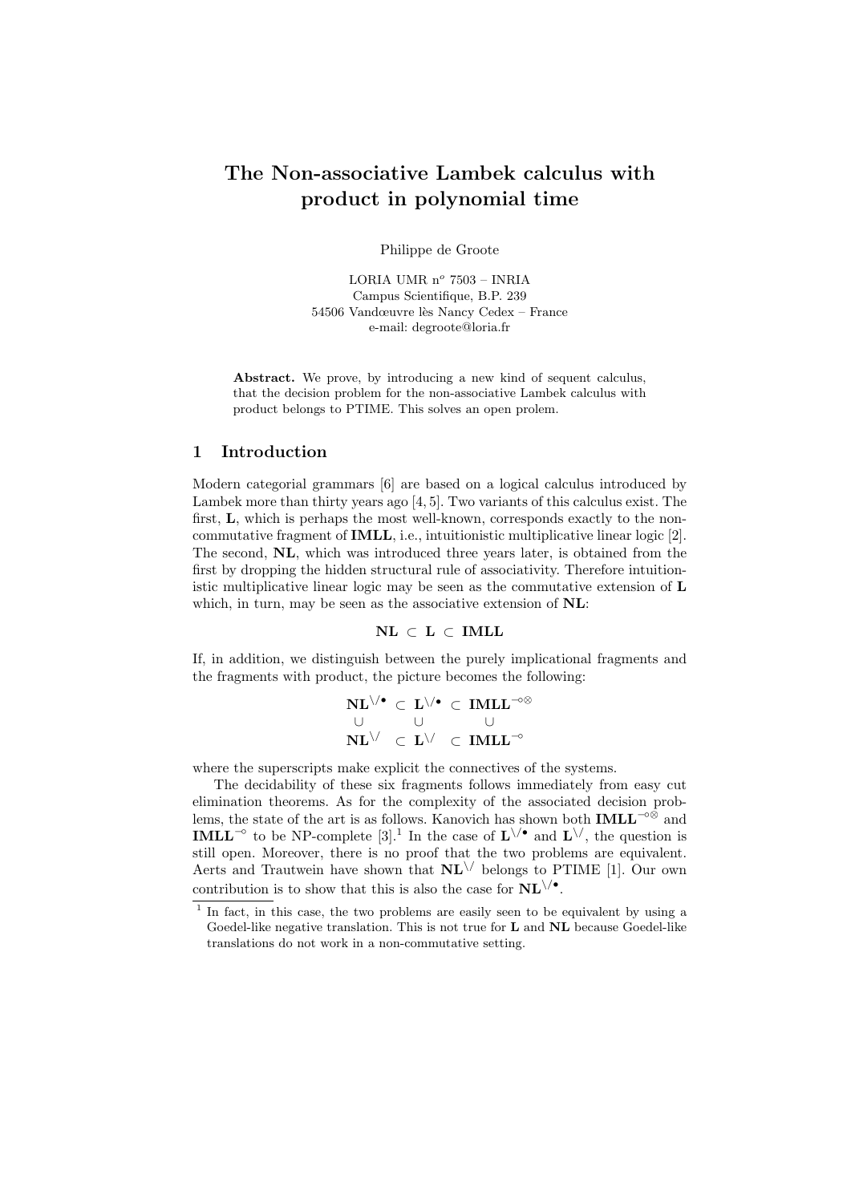# The Non-associative Lambek calculus with product in polynomial time

Philippe de Groote

LORIA UMR n$^o$ 7503 – INRIA
Campus Scientifique, B.P. 239
54506 Vandœuvre lès Nancy Cedex – France
e-mail: degroote@loria.fr

**Abstract.** We prove, by introducing a new kind of sequent calculus, that the decision problem for the non-associative Lambek calculus with product belongs to PTIME. This solves an open prolem.

## 1 Introduction

Modern categorial grammars [6] are based on a logical calculus introduced by Lambek more than thirty years ago [4, 5]. Two variants of this calculus exist. The first, **L**, which is perhaps the most well-known, corresponds exactly to the non-commutative fragment of **IMLL**, i.e., intuitionistic multiplicative linear logic [2]. The second, **NL**, which was introduced three years later, is obtained from the first by dropping the hidden structural rule of associativity. Therefore intuitionistic multiplicative linear logic may be seen as the commutative extension of **L** which, in turn, may be seen as the associative extension of **NL**:

$$\mathbf{NL} \subset \mathbf{L} \subset \mathbf{IMLL}$$

If, in addition, we distinguish between the purely implicational fragments and the fragments with product, the picture becomes the following:

$$\begin{array}{ccccc}
\mathbf{NL}^{\backslash/\bullet} & \subset & \mathbf{L}^{\backslash/\bullet} & \subset & \mathbf{IMLL}^{\multimap\otimes} \\
\cup & & \cup & & \cup \\
\mathbf{NL}^{\backslash/} & \subset & \mathbf{L}^{\backslash/} & \subset & \mathbf{IMLL}^{\multimap}
\end{array}$$

where the superscripts make explicit the connectives of the systems.

The decidability of these six fragments follows immediately from easy cut elimination theorems. As for the complexity of the associated decision problems, the state of the art is as follows. Kanovich has shown both $\mathbf{IMLL}^{\multimap\otimes}$ and $\mathbf{IMLL}^{\multimap}$ to be NP-complete [3].[1] In the case of $\mathbf{L}^{\backslash/\bullet}$ and $\mathbf{L}^{\backslash/}$, the question is still open. Moreover, there is no proof that the two problems are equivalent. Aerts and Trautwein have shown that $\mathbf{NL}^{\backslash/}$ belongs to PTIME [1]. Our own contribution is to show that this is also the case for $\mathbf{NL}^{\backslash/\bullet}$.

[1] In fact, in this case, the two problems are easily seen to be equivalent by using a Goedel-like negative translation. This is not true for **L** and **NL** because Goedel-like translations do not work in a non-commutative setting.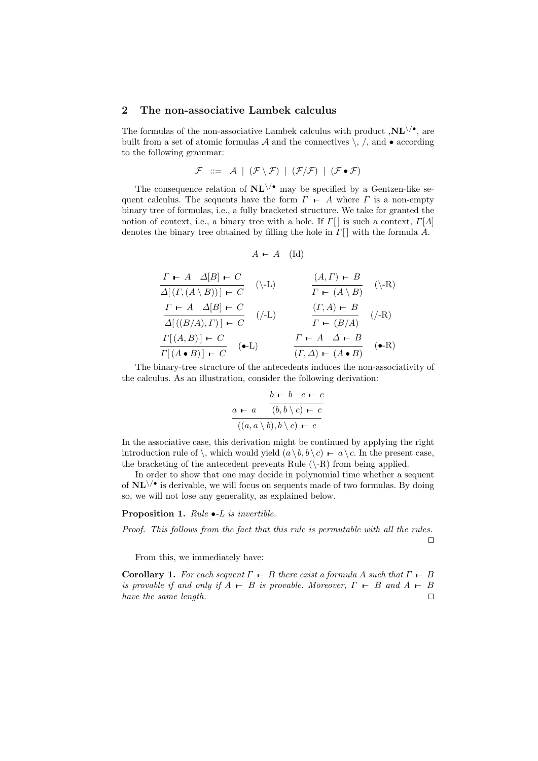## 2 The non-associative Lambek calculus

The formulas of the non-associative Lambek calculus with product ,$\mathbf{NL}^{\backslash/\bullet}$, are built from a set of atomic formulas $\mathcal{A}$ and the connectives \, /, and $\bullet$ according to the following grammar:

$$\mathcal{F} \ ::= \ \mathcal{A} \ | \ (\mathcal{F} \setminus \mathcal{F}) \ | \ (\mathcal{F} / \mathcal{F}) \ | \ (\mathcal{F} \bullet \mathcal{F})$$

The consequence relation of $\mathbf{NL}^{\backslash/\bullet}$ may be specified by a Gentzen-like sequent calculus. The sequents have the form $\Gamma \vdash A$ where $\Gamma$ is a non-empty binary tree of formulas, i.e., a fully bracketed structure. We take for granted the notion of context, i.e., a binary tree with a hole. If $\Gamma[\,]$ is such a context, $\Gamma[A]$ denotes the binary tree obtained by filling the hole in $\Gamma[\,]$ with the formula $A$.

$$A \vdash A \quad \text{(Id)}$$

$$\frac{\Gamma \vdash A \quad \Delta[B] \vdash C}{\Delta[\,(\Gamma, (A \setminus B))\,] \vdash C} \ (\backslash\text{-L}) \qquad \frac{(A, \Gamma) \vdash B}{\Gamma \vdash (A \setminus B)} \ (\backslash\text{-R})$$

$$\frac{\Gamma \vdash A \quad \Delta[B] \vdash C}{\Delta[\,((B/A), \Gamma)\,] \vdash C} \ (/\text{-L}) \qquad \frac{(\Gamma, A) \vdash B}{\Gamma \vdash (B/A)} \ (/\text{-R})$$

$$\frac{\Gamma[\,(A, B)\,] \vdash C}{\Gamma[\,(A \bullet B)\,] \vdash C} \ (\bullet\text{-L}) \qquad \frac{\Gamma \vdash A \quad \Delta \vdash B}{(\Gamma, \Delta) \vdash (A \bullet B)} \ (\bullet\text{-R})$$

The binary-tree structure of the antecedents induces the non-associativity of the calculus. As an illustration, consider the following derivation:

$$\frac{a \vdash a \qquad \dfrac{b \vdash b \quad c \vdash c}{(b, b \setminus c) \vdash c}}{((a, a \setminus b), b \setminus c) \vdash c}$$

In the associative case, this derivation might be continued by applying the right introduction rule of \, which would yield $(a \setminus b, b \setminus c) \vdash a \setminus c$. In the present case, the bracketing of the antecedent prevents Rule (\-R) from being applied.

In order to show that one may decide in polynomial time whether a sequent of $\mathbf{NL}^{\backslash/\bullet}$ is derivable, we will focus on sequents made of two formulas. By doing so, we will not lose any generality, as explained below.

**Proposition 1.** *Rule $\bullet$-L is invertible.*

*Proof. This follows from the fact that this rule is permutable with all the rules.* □

From this, we immediately have:

**Corollary 1.** *For each sequent $\Gamma \vdash B$ there exist a formula $A$ such that $\Gamma \vdash B$ is provable if and only if $A \vdash B$ is provable. Moreover, $\Gamma \vdash B$ and $A \vdash B$ have the same length.* □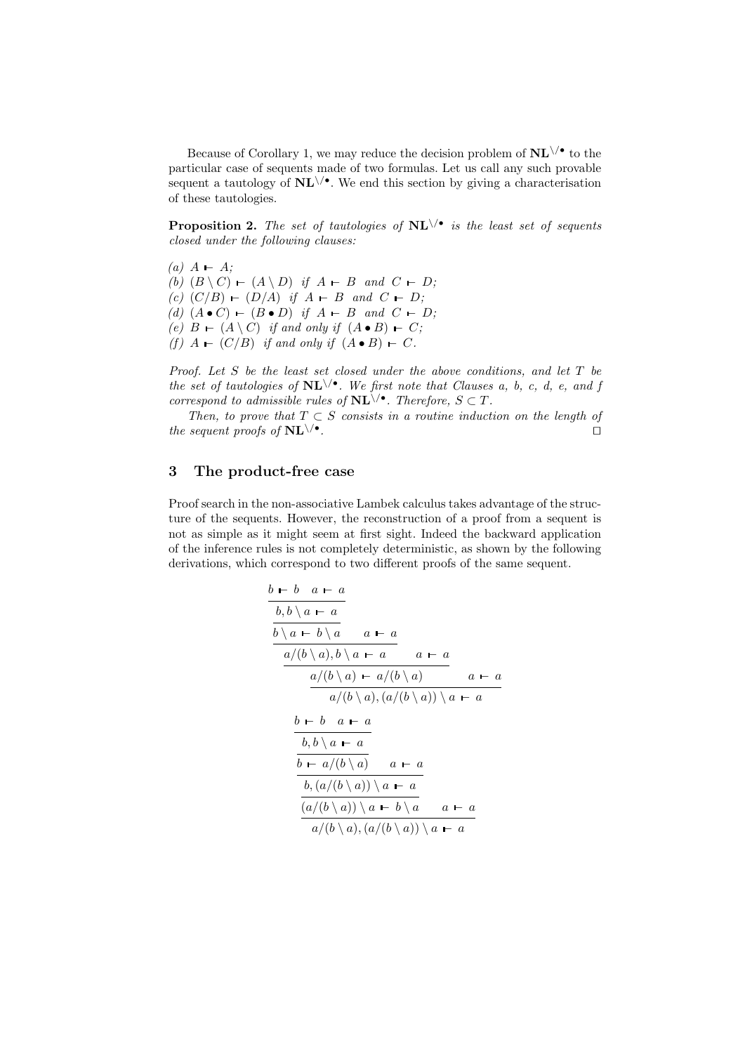Because of Corollary 1, we may reduce the decision problem of $\mathbf{NL}^{\setminus/\bullet}$ to the particular case of sequents made of two formulas. Let us call any such provable sequent a tautology of $\mathbf{NL}^{\setminus/\bullet}$. We end this section by giving a characterisation of these tautologies.

**Proposition 2.** *The set of tautologies of $\mathbf{NL}^{\setminus/\bullet}$ is the least set of sequents closed under the following clauses:*

*(a)* $A \vdash A$;
*(b)* $(B \setminus C) \vdash (A \setminus D)$ *if* $A \vdash B$ *and* $C \vdash D$;
*(c)* $(C/B) \vdash (D/A)$ *if* $A \vdash B$ *and* $C \vdash D$;
*(d)* $(A \bullet C) \vdash (B \bullet D)$ *if* $A \vdash B$ *and* $C \vdash D$;
*(e)* $B \vdash (A \setminus C)$ *if and only if* $(A \bullet B) \vdash C$;
*(f)* $A \vdash (C/B)$ *if and only if* $(A \bullet B) \vdash C$.

*Proof.* Let $S$ be the least set closed under the above conditions, and let $T$ be the set of tautologies of $\mathbf{NL}^{\setminus/\bullet}$. We first note that Clauses a, b, c, d, e, and f correspond to admissible rules of $\mathbf{NL}^{\setminus/\bullet}$. Therefore, $S \subset T$.

Then, to prove that $T \subset S$ consists in a routine induction on the length of the sequent proofs of $\mathbf{NL}^{\setminus/\bullet}$. □

## 3 The product-free case

Proof search in the non-associative Lambek calculus takes advantage of the structure of the sequents. However, the reconstruction of a proof from a sequent is not as simple as it might seem at first sight. Indeed the backward application of the inference rules is not completely deterministic, as shown by the following derivations, which correspond to two different proofs of the same sequent.

$$
\dfrac{\dfrac{\dfrac{\dfrac{\dfrac{b \vdash b \quad a \vdash a}{b, b \setminus a \vdash a}}{b \setminus a \vdash b \setminus a} \quad a \vdash a}{a/(b \setminus a), b \setminus a \vdash a} \quad a \vdash a}{a/(b \setminus a) \vdash a/(b \setminus a)} \quad a \vdash a}{a/(b \setminus a), (a/(b \setminus a)) \setminus a \vdash a}
$$

$$
\dfrac{\dfrac{\dfrac{\dfrac{\dfrac{b \vdash b \quad a \vdash a}{b, b \setminus a \vdash a}}{b \vdash a/(b \setminus a)} \quad a \vdash a}{b, (a/(b \setminus a)) \setminus a \vdash a}}{(a/(b \setminus a)) \setminus a \vdash b \setminus a} \quad a \vdash a}{a/(b \setminus a), (a/(b \setminus a)) \setminus a \vdash a}
$$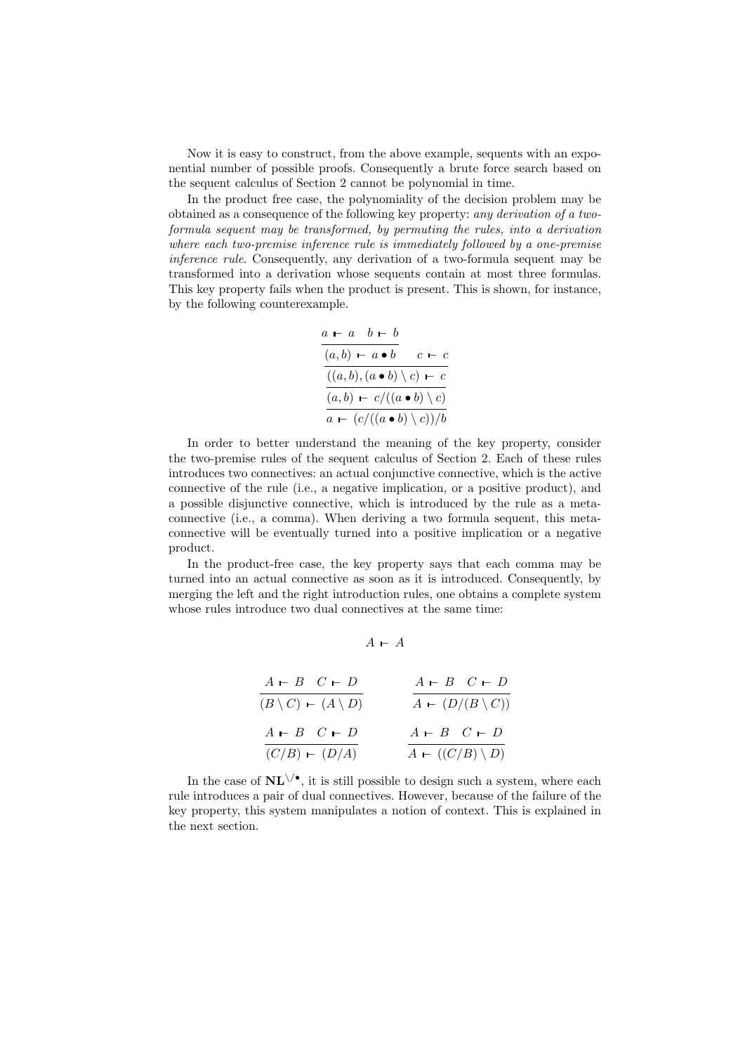Now it is easy to construct, from the above example, sequents with an exponential number of possible proofs. Consequently a brute force search based on the sequent calculus of Section 2 cannot be polynomial in time.

In the product free case, the polynomiality of the decision problem may be obtained as a consequence of the following key property: *any derivation of a two-formula sequent may be transformed, by permuting the rules, into a derivation where each two-premise inference rule is immediately followed by a one-premise inference rule*. Consequently, any derivation of a two-formula sequent may be transformed into a derivation whose sequents contain at most three formulas. This key property fails when the product is present. This is shown, for instance, by the following counterexample.

$$
\cfrac{\cfrac{\cfrac{\cfrac{a \vdash a \quad b \vdash b}{(a,b) \vdash a \bullet b} \quad c \vdash c}{((a,b),(a \bullet b) \setminus c) \vdash c}}{(a,b) \vdash c/((a \bullet b) \setminus c)}}{a \vdash (c/((a \bullet b) \setminus c))/b}
$$

In order to better understand the meaning of the key property, consider the two-premise rules of the sequent calculus of Section 2. Each of these rules introduces two connectives: an actual conjunctive connective, which is the active connective of the rule (i.e., a negative implication, or a positive product), and a possible disjunctive connective, which is introduced by the rule as a meta-connective (i.e., a comma). When deriving a two formula sequent, this meta-connective will be eventually turned into a positive implication or a negative product.

In the product-free case, the key property says that each comma may be turned into an actual connective as soon as it is introduced. Consequently, by merging the left and the right introduction rules, one obtains a complete system whose rules introduce two dual connectives at the same time:

$$
A \vdash A
$$

$$
\frac{A \vdash B \quad C \vdash D}{(B \setminus C) \vdash (A \setminus D)} \qquad \frac{A \vdash B \quad C \vdash D}{A \vdash (D/(B \setminus C))}
$$

$$
\frac{A \vdash B \quad C \vdash D}{(C/B) \vdash (D/A)} \qquad \frac{A \vdash B \quad C \vdash D}{A \vdash ((C/B) \setminus D)}
$$

In the case of $\mathbf{NL}^{\setminus/\bullet}$, it is still possible to design such a system, where each rule introduces a pair of dual connectives. However, because of the failure of the key property, this system manipulates a notion of context. This is explained in the next section.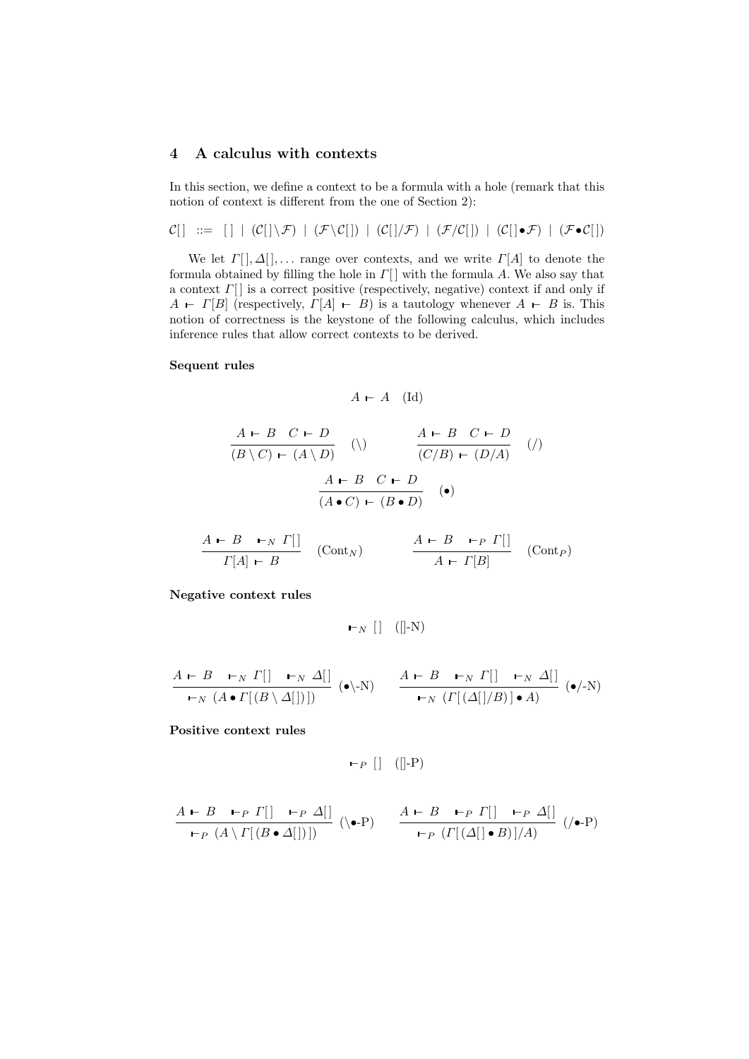## 4 A calculus with contexts

In this section, we define a context to be a formula with a hole (remark that this notion of context is different from the one of Section 2):

$$\mathcal{C}[\,] \ ::= \ [\,] \mid (\mathcal{C}[\,] \backslash \mathcal{F}) \mid (\mathcal{F} \backslash \mathcal{C}[\,]) \mid (\mathcal{C}[\,] / \mathcal{F}) \mid (\mathcal{F} / \mathcal{C}[\,]) \mid (\mathcal{C}[\,] \bullet \mathcal{F}) \mid (\mathcal{F} \bullet \mathcal{C}[\,])$$

We let $\Gamma[\,], \Delta[\,], \ldots$ range over contexts, and we write $\Gamma[A]$ to denote the formula obtained by filling the hole in $\Gamma[\,]$ with the formula $A$. We also say that a context $\Gamma[\,]$ is a correct positive (respectively, negative) context if and only if $A \vdash \Gamma[B]$ (respectively, $\Gamma[A] \vdash B$) is a tautology whenever $A \vdash B$ is. This notion of correctness is the keystone of the following calculus, which includes inference rules that allow correct contexts to be derived.

**Sequent rules**

$$A \vdash A \quad (\mathrm{Id})$$

$$\frac{A \vdash B \quad C \vdash D}{(B \backslash C) \vdash (A \backslash D)} \quad (\backslash) \qquad\qquad \frac{A \vdash B \quad C \vdash D}{(C / B) \vdash (D / A)} \quad (/)$$

$$\frac{A \vdash B \quad C \vdash D}{(A \bullet C) \vdash (B \bullet D)} \quad (\bullet)$$

$$\frac{A \vdash B \quad \vdash_N \Gamma[\,]}{\Gamma[A] \vdash B} \quad (\mathrm{Cont}_N) \qquad\qquad \frac{A \vdash B \quad \vdash_P \Gamma[\,]}{A \vdash \Gamma[B]} \quad (\mathrm{Cont}_P)$$

**Negative context rules**

$$\vdash_N [\,] \quad ([\,]\text{-N})$$

$$\frac{A \vdash B \quad \vdash_N \Gamma[\,] \quad \vdash_N \Delta[\,]}{\vdash_N (A \bullet \Gamma[\,(B \backslash \Delta[\,])\,])} \ (\bullet\backslash\text{-N}) \qquad \frac{A \vdash B \quad \vdash_N \Gamma[\,] \quad \vdash_N \Delta[\,]}{\vdash_N (\Gamma[\,(\Delta[\,]/B)\,] \bullet A)} \ (\bullet/\text{-N})$$

**Positive context rules**

$$\vdash_P [\,] \quad ([\,]\text{-P})$$

$$\frac{A \vdash B \quad \vdash_P \Gamma[\,] \quad \vdash_P \Delta[\,]}{\vdash_P (A \backslash \Gamma[\,(B \bullet \Delta[\,])\,])} \ (\backslash\bullet\text{-P}) \qquad \frac{A \vdash B \quad \vdash_P \Gamma[\,] \quad \vdash_P \Delta[\,]}{\vdash_P (\Gamma[\,(\Delta[\,] \bullet B)\,]/A)} \ (/\bullet\text{-P})$$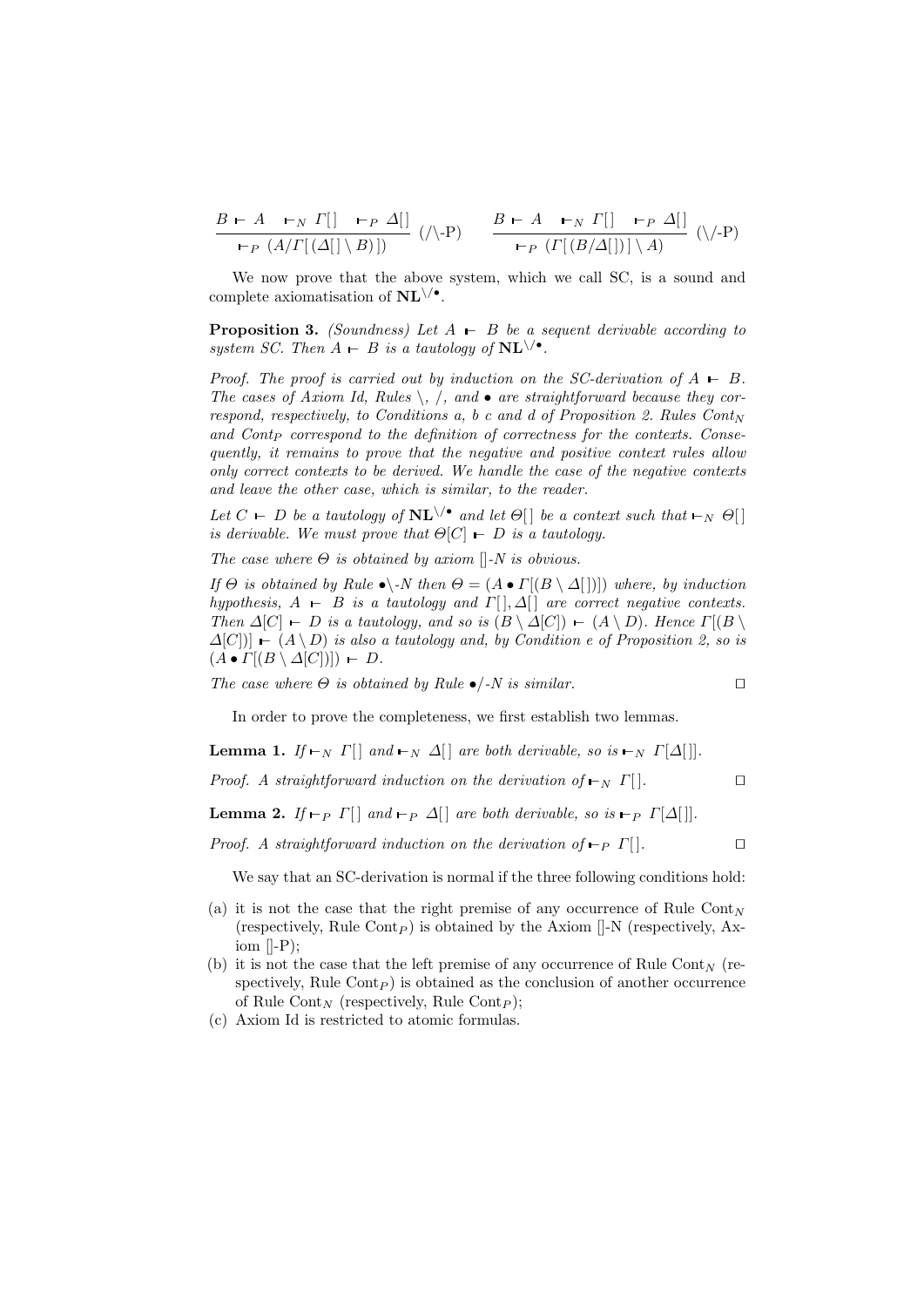$$\frac{B \vdash A \quad \vdash_N \Gamma[\,] \quad \vdash_P \Delta[\,]}{\vdash_P (A/\Gamma[\,(\Delta[\,] \setminus B)\,])} \;(/\backslash\text{-P}) \qquad \frac{B \vdash A \quad \vdash_N \Gamma[\,] \quad \vdash_P \Delta[\,]}{\vdash_P (\Gamma[\,(B/\Delta[\,])\,] \setminus A)} \;(\backslash/\text{-P})$$

We now prove that the above system, which we call SC, is a sound and complete axiomatisation of $\mathbf{NL}^{\backslash/\bullet}$.

**Proposition 3.** *(Soundness) Let $A \vdash B$ be a sequent derivable according to system SC. Then $A \vdash B$ is a tautology of $\mathbf{NL}^{\backslash/\bullet}$.*

*Proof. The proof is carried out by induction on the SC-derivation of $A \vdash B$. The cases of Axiom Id, Rules $\backslash$, $/$, and $\bullet$ are straightforward because they correspond, respectively, to Conditions a, b c and d of Proposition 2. Rules $Cont_N$ and $Cont_P$ correspond to the definition of correctness for the contexts. Consequently, it remains to prove that the negative and positive context rules allow only correct contexts to be derived. We handle the case of the negative contexts and leave the other case, which is similar, to the reader.*

*Let $C \vdash D$ be a tautology of $\mathbf{NL}^{\backslash/\bullet}$ and let $\Theta[\,]$ be a context such that $\vdash_N \Theta[\,]$ is derivable. We must prove that $\Theta[C] \vdash D$ is a tautology.*

*The case where $\Theta$ is obtained by axiom $[]$-N is obvious.*

*If $\Theta$ is obtained by Rule $\bullet\backslash$-N then $\Theta = (A \bullet \Gamma[(B \setminus \Delta[\,])])$ where, by induction hypothesis, $A \vdash B$ is a tautology and $\Gamma[\,], \Delta[\,]$ are correct negative contexts. Then $\Delta[C] \vdash D$ is a tautology, and so is $(B \setminus \Delta[C]) \vdash (A \setminus D)$. Hence $\Gamma[(B \setminus \Delta[C])] \vdash (A \setminus D)$ is also a tautology and, by Condition e of Proposition 2, so is $(A \bullet \Gamma[(B \setminus \Delta[C])]) \vdash D$.*

*The case where $\Theta$ is obtained by Rule $\bullet/$-N is similar.* □

In order to prove the completeness, we first establish two lemmas.

**Lemma 1.** *If $\vdash_N \Gamma[\,]$ and $\vdash_N \Delta[\,]$ are both derivable, so is $\vdash_N \Gamma[\Delta[\,]]$.*

*Proof. A straightforward induction on the derivation of $\vdash_N \Gamma[\,]$.* □

**Lemma 2.** *If $\vdash_P \Gamma[\,]$ and $\vdash_P \Delta[\,]$ are both derivable, so is $\vdash_P \Gamma[\Delta[\,]]$.*

*Proof. A straightforward induction on the derivation of $\vdash_P \Gamma[\,]$.* □

We say that an SC-derivation is normal if the three following conditions hold:

(a) it is not the case that the right premise of any occurrence of Rule $\text{Cont}_N$ (respectively, Rule $\text{Cont}_P$) is obtained by the Axiom $[]$-N (respectively, Axiom $[]$-P);
(b) it is not the case that the left premise of any occurrence of Rule $\text{Cont}_N$ (respectively, Rule $\text{Cont}_P$) is obtained as the conclusion of another occurrence of Rule $\text{Cont}_N$ (respectively, Rule $\text{Cont}_P$);
(c) Axiom Id is restricted to atomic formulas.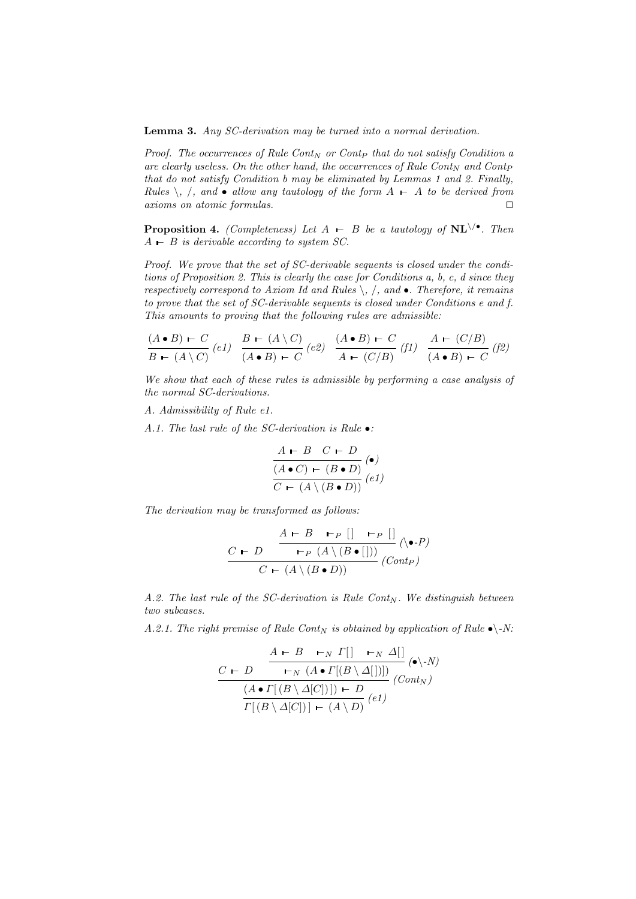**Lemma 3.** *Any SC-derivation may be turned into a normal derivation.*

*Proof.* The occurrences of Rule $Cont_N$ or $Cont_P$ that do not satisfy Condition a are clearly useless. On the other hand, the occurrences of Rule $Cont_N$ and $Cont_P$ that do not satisfy Condition b may be eliminated by Lemmas 1 and 2. Finally, Rules $\backslash$, $/$, and $\bullet$ allow any tautology of the form $A \vdash A$ to be derived from axioms on atomic formulas. ⊓⊔

**Proposition 4.** *(Completeness) Let $A \vdash B$ be a tautology of $\mathbf{NL}^{\backslash/\bullet}$. Then $A \vdash B$ is derivable according to system SC.*

*Proof.* We prove that the set of SC-derivable sequents is closed under the conditions of Proposition 2. This is clearly the case for Conditions a, b, c, d since they respectively correspond to Axiom Id and Rules $\backslash$, $/$, and $\bullet$. Therefore, it remains to prove that the set of SC-derivable sequents is closed under Conditions e and f. This amounts to proving that the following rules are admissible:

$$\frac{(A \bullet B) \vdash C}{B \vdash (A \backslash C)}\,(e1) \quad \frac{B \vdash (A \backslash C)}{(A \bullet B) \vdash C}\,(e2) \quad \frac{(A \bullet B) \vdash C}{A \vdash (C/B)}\,(f1) \quad \frac{A \vdash (C/B)}{(A \bullet B) \vdash C}\,(f2)$$

We show that each of these rules is admissible by performing a case analysis of the normal SC-derivations.

*A. Admissibility of Rule e1.*

*A.1. The last rule of the SC-derivation is Rule $\bullet$:*

$$\cfrac{\cfrac{A \vdash B \quad C \vdash D}{(A \bullet C) \vdash (B \bullet D)}\,(\bullet)}{C \vdash (A \backslash (B \bullet D))}\,(e1)$$

The derivation may be transformed as follows:

$$\cfrac{C \vdash D \qquad \cfrac{A \vdash B \quad \vdash_P [\,] \quad \vdash_P [\,]}{\vdash_P (A \backslash (B \bullet [\,]))}\,(\backslash\bullet\text{-}P)}{C \vdash (A \backslash (B \bullet D))}\,(Cont_P)$$

*A.2. The last rule of the SC-derivation is Rule $Cont_N$. We distinguish between two subcases.*

*A.2.1. The right premise of Rule $Cont_N$ is obtained by application of Rule $\bullet\backslash$-N:*

$$\cfrac{\cfrac{C \vdash D \qquad \cfrac{A \vdash B \quad \vdash_N \Gamma[\,] \quad \vdash_N \Delta[\,]}{\vdash_N (A \bullet \Gamma[(B \backslash \Delta[\,])])}\,(\bullet\backslash\text{-}N)}{(A \bullet \Gamma[\,(B \backslash \Delta[C])\,]) \vdash D}\,(Cont_N)}{\Gamma[\,(B \backslash \Delta[C])\,] \vdash (A \backslash D)}\,(e1)$$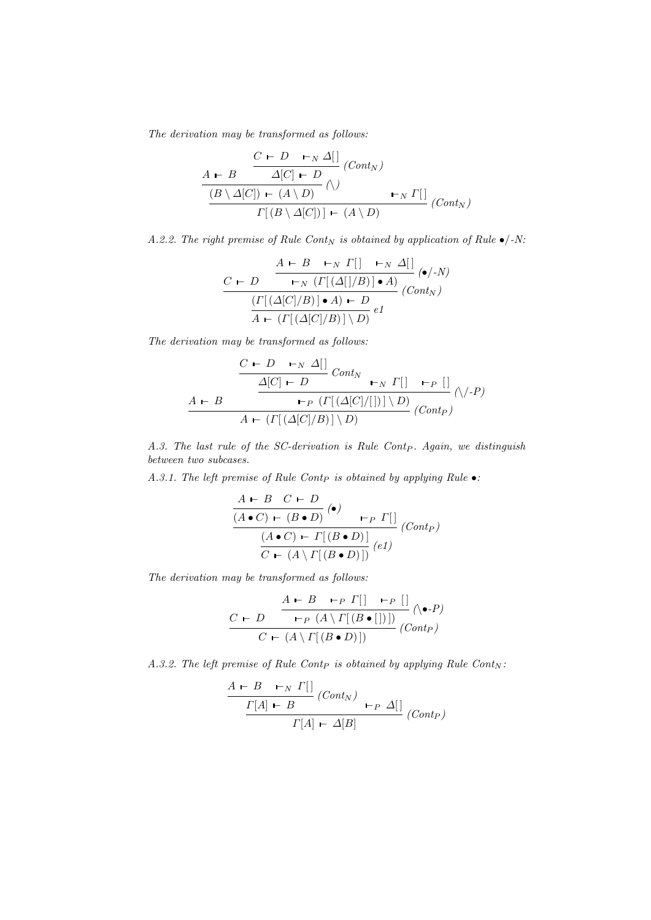*The derivation may be transformed as follows:*

$$\dfrac{A \vdash B \qquad \dfrac{C \vdash D \quad \vdash_N \Delta[\,]}{\Delta[C] \vdash D}\,(Cont_N)}{\dfrac{(B \setminus \Delta[C]) \vdash (A \setminus D) \qquad\qquad \vdash_N \Gamma[\,]}{\Gamma[\,(B \setminus \Delta[C])\,] \vdash (A \setminus D)}\,(Cont_N)}\,(\setminus)$$

*A.2.2. The right premise of Rule $Cont_N$ is obtained by application of Rule $\bullet/$-N:*

$$\dfrac{C \vdash D \qquad \dfrac{A \vdash B \quad \vdash_N \Gamma[\,] \quad \vdash_N \Delta[\,]}{\vdash_N (\Gamma[\,(\Delta[\,]/B)\,] \bullet A)}\,(\bullet/\text{-}N)}{\dfrac{(\Gamma[\,(\Delta[C]/B)\,] \bullet A) \vdash D}{A \vdash (\Gamma[\,(\Delta[C]/B)\,] \setminus D)}\,e1}\,(Cont_N)$$

*The derivation may be transformed as follows:*

$$\dfrac{A \vdash B \qquad \dfrac{\dfrac{C \vdash D \quad \vdash_N \Delta[\,]}{\Delta[C] \vdash D}\,Cont_N \qquad \vdash_N \Gamma[\,] \quad \vdash_P [\,]}{\vdash_P (\Gamma[\,(\Delta[C]/[\,])\,] \setminus D)}\,(\setminus/\text{-}P)}{A \vdash (\Gamma[\,(\Delta[C]/B)\,] \setminus D)}\,(Cont_P)$$

*A.3. The last rule of the SC-derivation is Rule $Cont_P$. Again, we distinguish between two subcases.*

*A.3.1. The left premise of Rule $Cont_P$ is obtained by applying Rule $\bullet$:*

$$\dfrac{\dfrac{A \vdash B \quad C \vdash D}{(A \bullet C) \vdash (B \bullet D)}\,(\bullet) \qquad \vdash_P \Gamma[\,]}{\dfrac{(A \bullet C) \vdash \Gamma[\,(B \bullet D)\,]}{C \vdash (A \setminus \Gamma[\,(B \bullet D)\,])}\,(e1)}\,(Cont_P)$$

*The derivation may be transformed as follows:*

$$\dfrac{C \vdash D \qquad \dfrac{A \vdash B \quad \vdash_P \Gamma[\,] \quad \vdash_P [\,]}{\vdash_P (A \setminus \Gamma[\,(B \bullet [\,])\,])}\,(\setminus\bullet\text{-}P)}{C \vdash (A \setminus \Gamma[\,(B \bullet D)\,])}\,(Cont_P)$$

*A.3.2. The left premise of Rule $Cont_P$ is obtained by applying Rule $Cont_N$:*

$$\dfrac{\dfrac{A \vdash B \quad \vdash_N \Gamma[\,]}{\Gamma[A] \vdash B}\,(Cont_N) \qquad \vdash_P \Delta[\,]}{\Gamma[A] \vdash \Delta[B]}\,(Cont_P)$$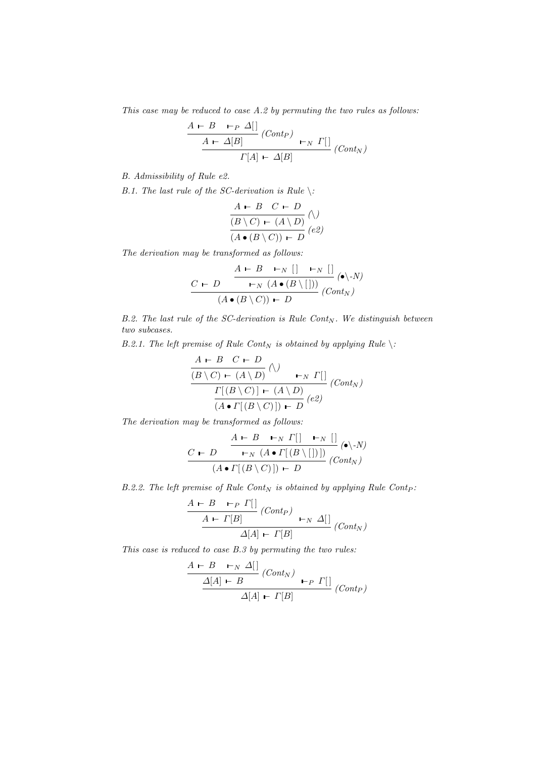*This case may be reduced to case A.2 by permuting the two rules as follows:*

$$\dfrac{\dfrac{A \vdash B \quad \vdash_P \Delta[\,]}{A \vdash \Delta[B]}\,(Cont_P) \quad \vdash_N \Gamma[\,]}{\Gamma[A] \vdash \Delta[B]}\,(Cont_N)$$

*B. Admissibility of Rule e2.*

*B.1. The last rule of the SC-derivation is Rule* $\backslash$*:*

$$\dfrac{\dfrac{A \vdash B \quad C \vdash D}{(B \backslash C) \vdash (A \backslash D)}\,(\backslash)}{(A \bullet (B \backslash C)) \vdash D}\,(e2)$$

*The derivation may be transformed as follows:*

$$\dfrac{C \vdash D \qquad \dfrac{A \vdash B \quad \vdash_N [\,] \quad \vdash_N [\,]}{\vdash_N (A \bullet (B \backslash [\,]))}\,(\bullet\backslash\text{-}N)}{(A \bullet (B \backslash C)) \vdash D}\,(Cont_N)$$

*B.2. The last rule of the SC-derivation is Rule* $Cont_N$*. We distinguish between two subcases.*

*B.2.1. The left premise of Rule* $Cont_N$ *is obtained by applying Rule* $\backslash$*:*

$$\dfrac{\dfrac{\dfrac{A \vdash B \quad C \vdash D}{(B \backslash C) \vdash (A \backslash D)}\,(\backslash) \quad \vdash_N \Gamma[\,]}{\Gamma[\,(B \backslash C)\,] \vdash (A \backslash D)}\,(Cont_N)}{(A \bullet \Gamma[\,(B \backslash C)\,]) \vdash D}\,(e2)$$

*The derivation may be transformed as follows:*

$$\dfrac{C \vdash D \qquad \dfrac{A \vdash B \quad \vdash_N \Gamma[\,] \quad \vdash_N [\,]}{\vdash_N (A \bullet \Gamma[\,(B \backslash [\,])\,])}\,(\bullet\backslash\text{-}N)}{(A \bullet \Gamma[\,(B \backslash C)\,]) \vdash D}\,(Cont_N)$$

*B.2.2. The left premise of Rule* $Cont_N$ *is obtained by applying Rule* $Cont_P$*:*

$$\dfrac{\dfrac{A \vdash B \quad \vdash_P \Gamma[\,]}{A \vdash \Gamma[B]}\,(Cont_P) \quad \vdash_N \Delta[\,]}{\Delta[A] \vdash \Gamma[B]}\,(Cont_N)$$

*This case is reduced to case B.3 by permuting the two rules:*

$$\dfrac{\dfrac{A \vdash B \quad \vdash_N \Delta[\,]}{\Delta[A] \vdash B}\,(Cont_N) \quad \vdash_P \Gamma[\,]}{\Delta[A] \vdash \Gamma[B]}\,(Cont_P)$$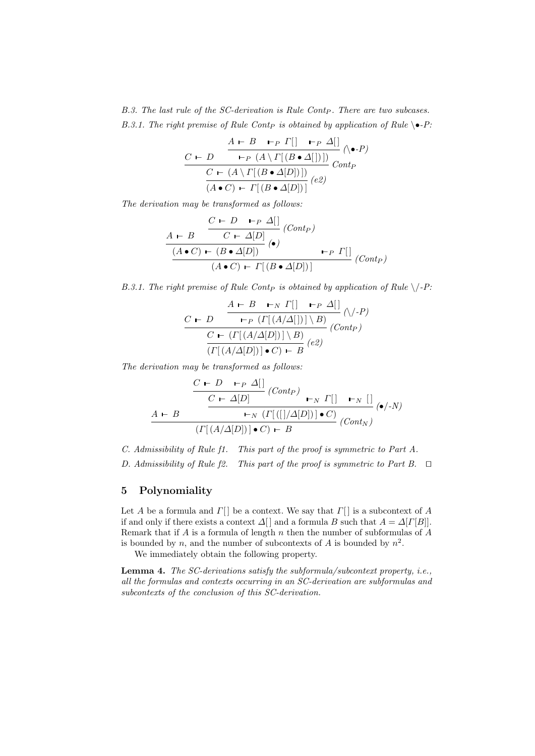*B.3. The last rule of the SC-derivation is Rule $Cont_P$. There are two subcases.*

*B.3.1. The right premise of Rule $Cont_P$ is obtained by application of Rule $\backslash\bullet$-P:*

$$
\dfrac{C \vdash D \qquad \dfrac{A \vdash B \quad \vdash_P \Gamma[\,] \quad \vdash_P \Delta[\,]}{\vdash_P (A \backslash \Gamma[\,(B \bullet \Delta[\,])\,])}\ (\backslash\bullet\text{-}P)}{\dfrac{C \vdash (A \backslash \Gamma[\,(B \bullet \Delta[D])\,])}{(A \bullet C) \vdash \Gamma[\,(B \bullet \Delta[D])\,]}\ (e2)}\ Cont_P
$$

*The derivation may be transformed as follows:*

$$
\dfrac{\dfrac{A \vdash B \qquad \dfrac{C \vdash D \quad \vdash_P \Delta[\,]}{C \vdash \Delta[D]}\ (Cont_P)}{(A \bullet C) \vdash (B \bullet \Delta[D])}\ (\bullet) \qquad \vdash_P \Gamma[\,]}{(A \bullet C) \vdash \Gamma[\,(B \bullet \Delta[D])\,]}\ (Cont_P)
$$

*B.3.1. The right premise of Rule $Cont_P$ is obtained by application of Rule $\backslash/$-P:*

$$
\dfrac{C \vdash D \qquad \dfrac{A \vdash B \quad \vdash_N \Gamma[\,] \quad \vdash_P \Delta[\,]}{\vdash_P (\Gamma[\,(A/\Delta[\,])\,] \backslash B)}\ (\backslash/\text{-}P)}{\dfrac{C \vdash (\Gamma[\,(A/\Delta[D])\,] \backslash B)}{(\Gamma[\,(A/\Delta[D])\,] \bullet C) \vdash B}\ (e2)}\ (Cont_P)
$$

*The derivation may be transformed as follows:*

$$
\dfrac{A \vdash B \qquad \dfrac{\dfrac{C \vdash D \quad \vdash_P \Delta[\,]}{C \vdash \Delta[D]}\ (Cont_P) \quad \vdash_N \Gamma[\,] \quad \vdash_N [\,]}{\vdash_N (\Gamma[\,([\,]/\Delta[D])\,] \bullet C)}\ (\bullet/\text{-}N)}{(\Gamma[\,(A/\Delta[D])\,] \bullet C) \vdash B}\ (Cont_N)
$$

*C. Admissibility of Rule f1.* *This part of the proof is symmetric to Part A.*

*D. Admissibility of Rule f2.* *This part of the proof is symmetric to Part B.* ◻

## 5 Polynomiality

Let $A$ be a formula and $\Gamma[\,]$ be a context. We say that $\Gamma[\,]$ is a subcontext of $A$ if and only if there exists a context $\Delta[\,]$ and a formula $B$ such that $A = \Delta[\Gamma[B]]$. Remark that if $A$ is a formula of length $n$ then the number of subformulas of $A$ is bounded by $n$, and the number of subcontexts of $A$ is bounded by $n^2$.

We immediately obtain the following property.

**Lemma 4.** *The SC-derivations satisfy the subformula/subcontext property, i.e., all the formulas and contexts occurring in an SC-derivation are subformulas and subcontexts of the conclusion of this SC-derivation.*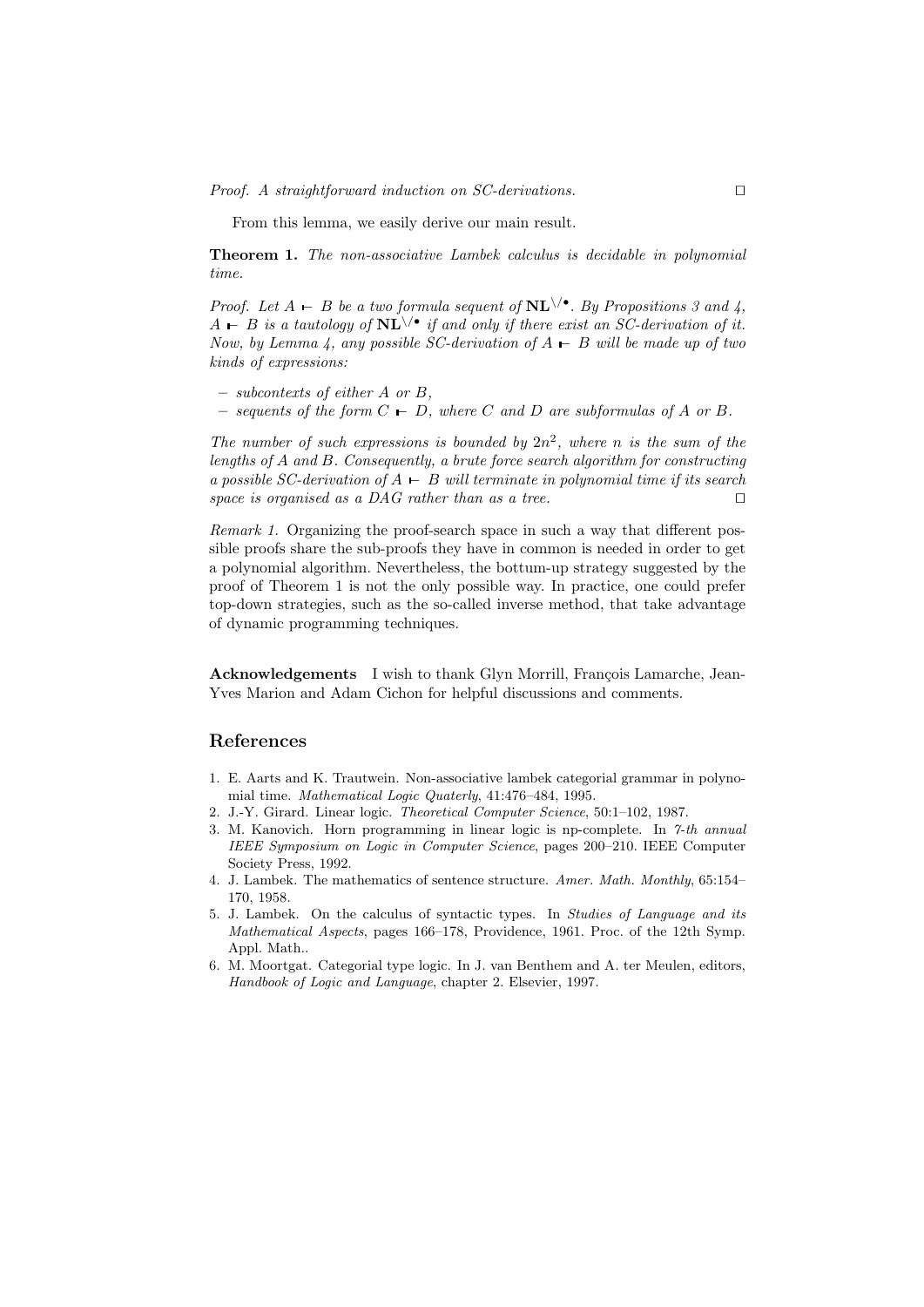*Proof.* *A straightforward induction on SC-derivations.* □

From this lemma, we easily derive our main result.

**Theorem 1.** *The non-associative Lambek calculus is decidable in polynomial time.*

*Proof.* *Let* $A \vdash B$ *be a two formula sequent of* $\mathbf{NL}^{\backslash/\bullet}$*. By Propositions 3 and 4,* $A \vdash B$ *is a tautology of* $\mathbf{NL}^{\backslash/\bullet}$ *if and only if there exist an SC-derivation of it. Now, by Lemma 4, any possible SC-derivation of* $A \vdash B$ *will be made up of two kinds of expressions:*

- *subcontexts of either* $A$ *or* $B$*,*
- *sequents of the form* $C \vdash D$*, where* $C$ *and* $D$ *are subformulas of* $A$ *or* $B$*.*

*The number of such expressions is bounded by* $2n^2$*, where* $n$ *is the sum of the lengths of* $A$ *and* $B$*. Consequently, a brute force search algorithm for constructing a possible SC-derivation of* $A \vdash B$ *will terminate in polynomial time if its search space is organised as a DAG rather than as a tree.* □

*Remark 1.* Organizing the proof-search space in such a way that different possible proofs share the sub-proofs they have in common is needed in order to get a polynomial algorithm. Nevertheless, the bottum-up strategy suggested by the proof of Theorem 1 is not the only possible way. In practice, one could prefer top-down strategies, such as the so-called inverse method, that take advantage of dynamic programming techniques.

**Acknowledgements** I wish to thank Glyn Morrill, François Lamarche, Jean-Yves Marion and Adam Cichon for helpful discussions and comments.

## References

1. E. Aarts and K. Trautwein. Non-associative lambek categorial grammar in polynomial time. *Mathematical Logic Quaterly*, 41:476–484, 1995.
2. J.-Y. Girard. Linear logic. *Theoretical Computer Science*, 50:1–102, 1987.
3. M. Kanovich. Horn programming in linear logic is np-complete. In *7-th annual IEEE Symposium on Logic in Computer Science*, pages 200–210. IEEE Computer Society Press, 1992.
4. J. Lambek. The mathematics of sentence structure. *Amer. Math. Monthly*, 65:154–170, 1958.
5. J. Lambek. On the calculus of syntactic types. In *Studies of Language and its Mathematical Aspects*, pages 166–178, Providence, 1961. Proc. of the 12th Symp. Appl. Math..
6. M. Moortgat. Categorial type logic. In J. van Benthem and A. ter Meulen, editors, *Handbook of Logic and Language*, chapter 2. Elsevier, 1997.